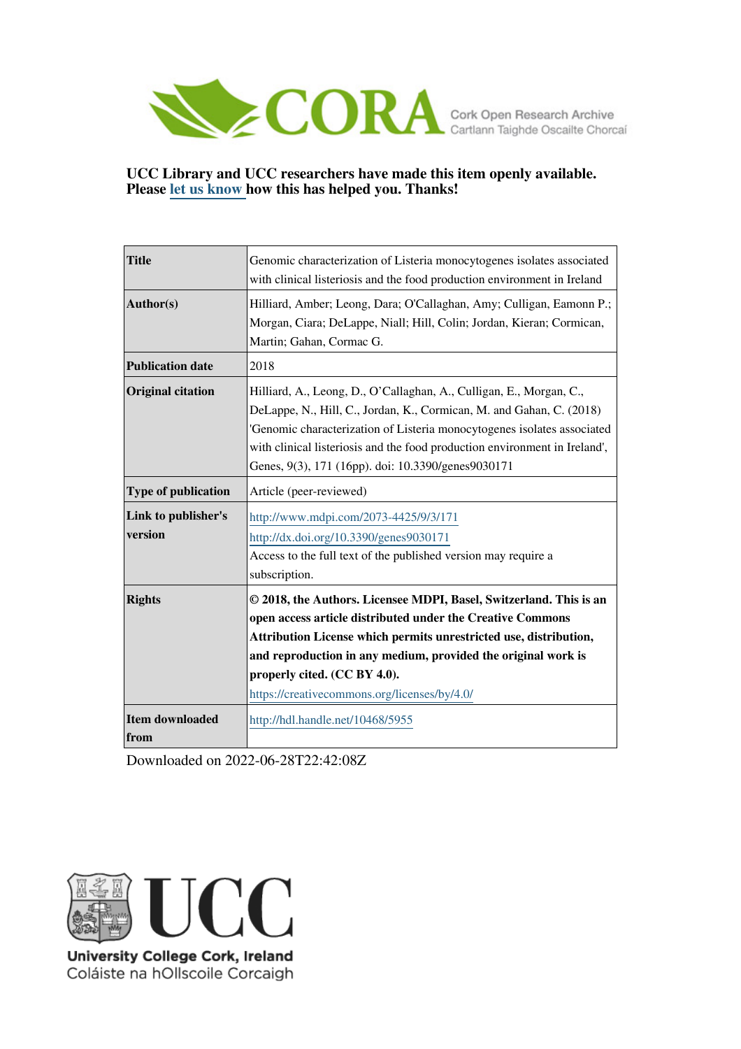CORA Cork Open Research Archive
Cartlann Taighde Oscailte Chorcaí

**UCC Library and UCC researchers have made this item openly available. Please let us know how this has helped you. Thanks!**

| | |
|---|---|
| **Title** | Genomic characterization of Listeria monocytogenes isolates associated with clinical listeriosis and the food production environment in Ireland |
| **Author(s)** | Hilliard, Amber; Leong, Dara; O'Callaghan, Amy; Culligan, Eamonn P.; Morgan, Ciara; DeLappe, Niall; Hill, Colin; Jordan, Kieran; Cormican, Martin; Gahan, Cormac G. |
| **Publication date** | 2018 |
| **Original citation** | Hilliard, A., Leong, D., O'Callaghan, A., Culligan, E., Morgan, C., DeLappe, N., Hill, C., Jordan, K., Cormican, M. and Gahan, C. (2018) 'Genomic characterization of Listeria monocytogenes isolates associated with clinical listeriosis and the food production environment in Ireland', Genes, 9(3), 171 (16pp). doi: 10.3390/genes9030171 |
| **Type of publication** | Article (peer-reviewed) |
| **Link to publisher's version** | http://www.mdpi.com/2073-4425/9/3/171<br>http://dx.doi.org/10.3390/genes9030171<br>Access to the full text of the published version may require a subscription. |
| **Rights** | **© 2018, the Authors. Licensee MDPI, Basel, Switzerland. This is an open access article distributed under the Creative Commons Attribution License which permits unrestricted use, distribution, and reproduction in any medium, provided the original work is properly cited. (CC BY 4.0).**<br>https://creativecommons.org/licenses/by/4.0/ |
| **Item downloaded from** | http://hdl.handle.net/10468/5955 |

Downloaded on 2022-06-28T22:42:08Z

UCC
University College Cork, Ireland
Coláiste na hOllscoile Corcaigh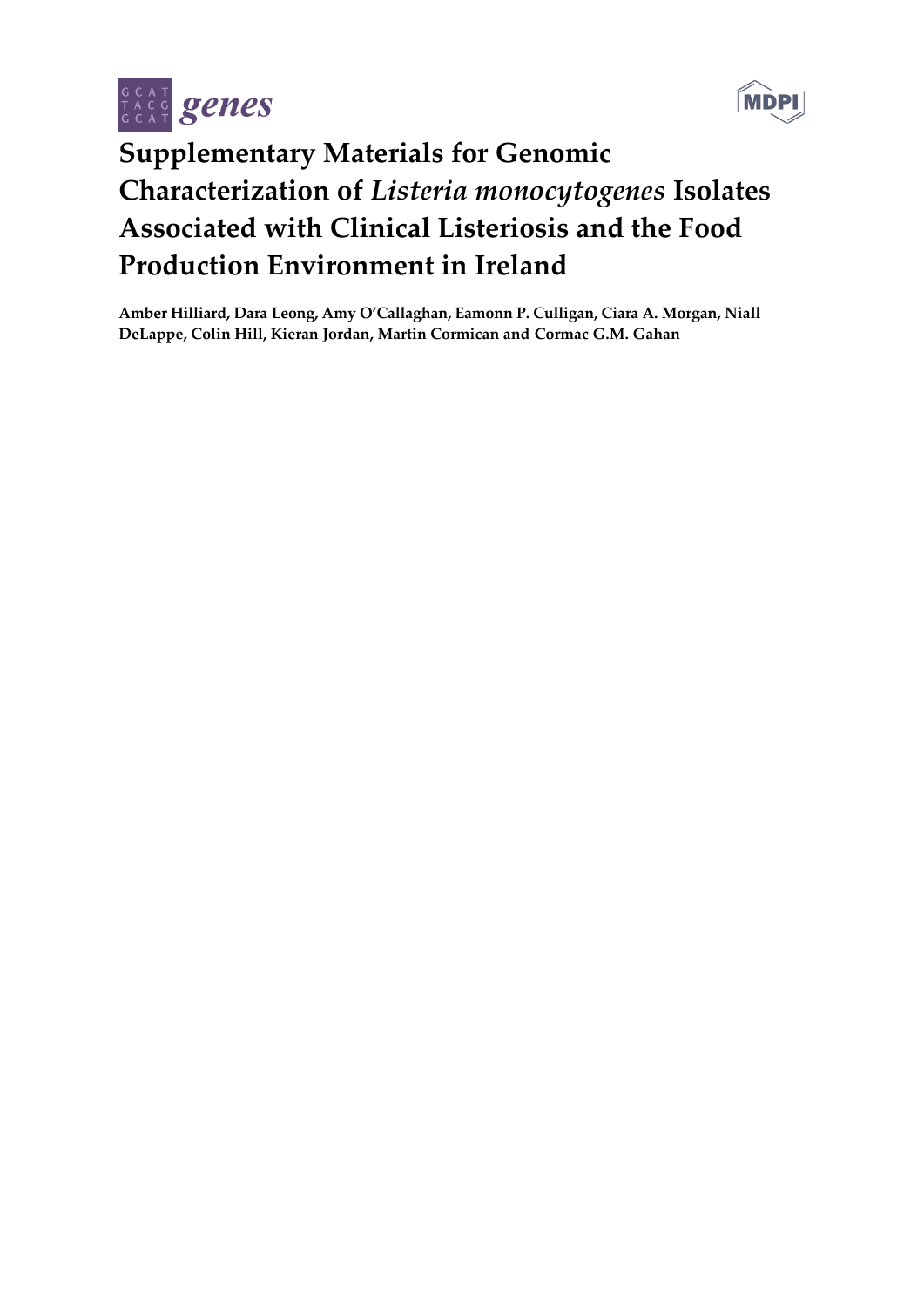# Supplementary Materials for Genomic Characterization of *Listeria monocytogenes* Isolates Associated with Clinical Listeriosis and the Food Production Environment in Ireland

**Amber Hilliard, Dara Leong, Amy O'Callaghan, Eamonn P. Culligan, Ciara A. Morgan, Niall DeLappe, Colin Hill, Kieran Jordan, Martin Cormican and Cormac G.M. Gahan**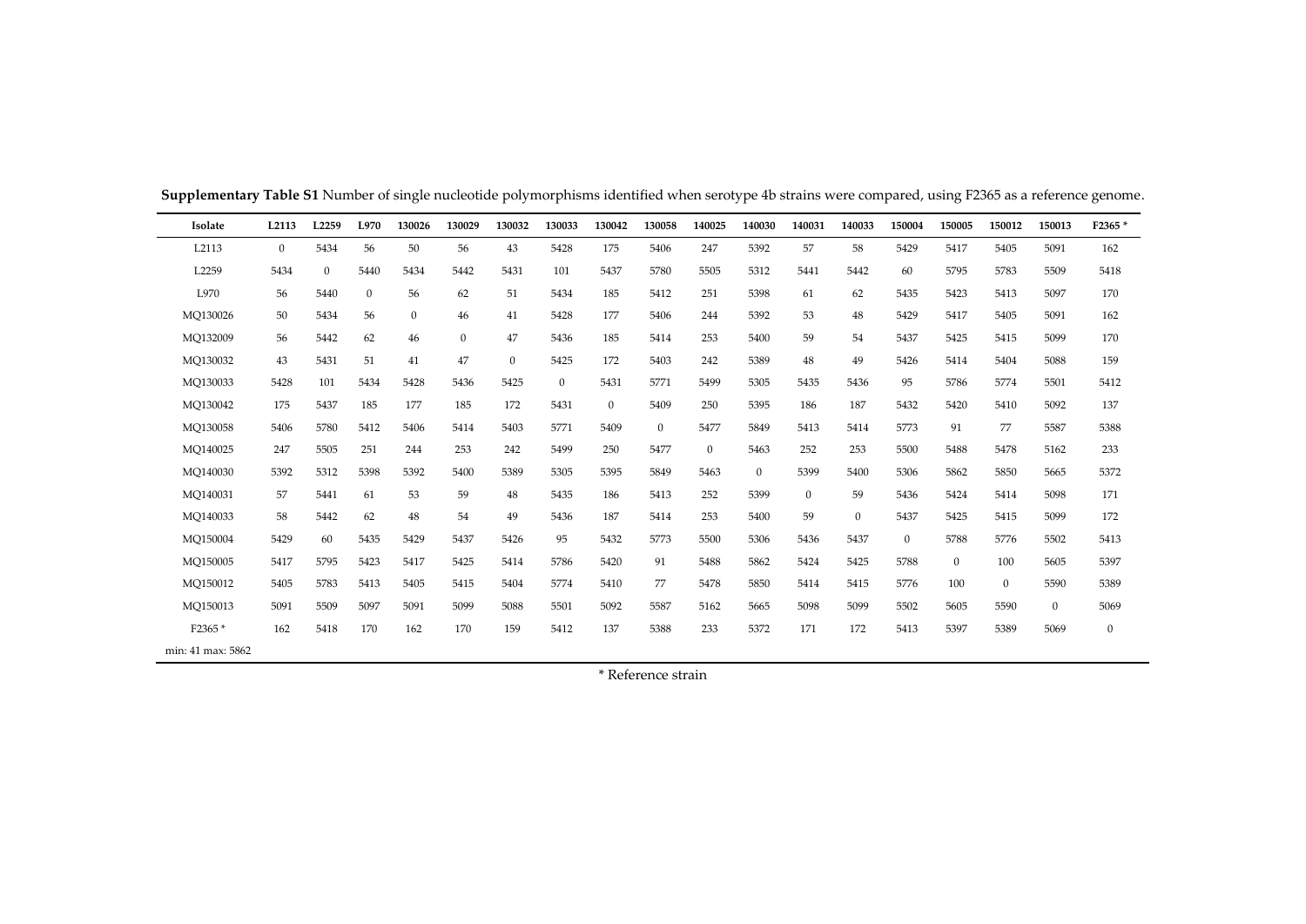**Supplementary Table S1** Number of single nucleotide polymorphisms identified when serotype 4b strains were compared, using F2365 as a reference genome.

| Isolate | L2113 | L2259 | L970 | 130026 | 130029 | 130032 | 130033 | 130042 | 130058 | 140025 | 140030 | 140031 | 140033 | 150004 | 150005 | 150012 | 150013 | F2365 * |
|---|---|---|---|---|---|---|---|---|---|---|---|---|---|---|---|---|---|---|
| L2113 | 0 | 5434 | 56 | 50 | 56 | 43 | 5428 | 175 | 5406 | 247 | 5392 | 57 | 58 | 5429 | 5417 | 5405 | 5091 | 162 |
| L2259 | 5434 | 0 | 5440 | 5434 | 5442 | 5431 | 101 | 5437 | 5780 | 5505 | 5312 | 5441 | 5442 | 60 | 5795 | 5783 | 5509 | 5418 |
| L970 | 56 | 5440 | 0 | 56 | 62 | 51 | 5434 | 185 | 5412 | 251 | 5398 | 61 | 62 | 5435 | 5423 | 5413 | 5097 | 170 |
| MQ130026 | 50 | 5434 | 56 | 0 | 46 | 41 | 5428 | 177 | 5406 | 244 | 5392 | 53 | 48 | 5429 | 5417 | 5405 | 5091 | 162 |
| MQ132009 | 56 | 5442 | 62 | 46 | 0 | 47 | 5436 | 185 | 5414 | 253 | 5400 | 59 | 54 | 5437 | 5425 | 5415 | 5099 | 170 |
| MQ130032 | 43 | 5431 | 51 | 41 | 47 | 0 | 5425 | 172 | 5403 | 242 | 5389 | 48 | 49 | 5426 | 5414 | 5404 | 5088 | 159 |
| MQ130033 | 5428 | 101 | 5434 | 5428 | 5436 | 5425 | 0 | 5431 | 5771 | 5499 | 5305 | 5435 | 5436 | 95 | 5786 | 5774 | 5501 | 5412 |
| MQ130042 | 175 | 5437 | 185 | 177 | 185 | 172 | 5431 | 0 | 5409 | 250 | 5395 | 186 | 187 | 5432 | 5420 | 5410 | 5092 | 137 |
| MQ130058 | 5406 | 5780 | 5412 | 5406 | 5414 | 5403 | 5771 | 5409 | 0 | 5477 | 5849 | 5413 | 5414 | 5773 | 91 | 77 | 5587 | 5388 |
| MQ140025 | 247 | 5505 | 251 | 244 | 253 | 242 | 5499 | 250 | 5477 | 0 | 5463 | 252 | 253 | 5500 | 5488 | 5478 | 5162 | 233 |
| MQ140030 | 5392 | 5312 | 5398 | 5392 | 5400 | 5389 | 5305 | 5395 | 5849 | 5463 | 0 | 5399 | 5400 | 5306 | 5862 | 5850 | 5665 | 5372 |
| MQ140031 | 57 | 5441 | 61 | 53 | 59 | 48 | 5435 | 186 | 5413 | 252 | 5399 | 0 | 59 | 5436 | 5424 | 5414 | 5098 | 171 |
| MQ140033 | 58 | 5442 | 62 | 48 | 54 | 49 | 5436 | 187 | 5414 | 253 | 5400 | 59 | 0 | 5437 | 5425 | 5415 | 5099 | 172 |
| MQ150004 | 5429 | 60 | 5435 | 5429 | 5437 | 5426 | 95 | 5432 | 5773 | 5500 | 5306 | 5436 | 5437 | 0 | 5788 | 5776 | 5502 | 5413 |
| MQ150005 | 5417 | 5795 | 5423 | 5417 | 5425 | 5414 | 5786 | 5420 | 91 | 5488 | 5862 | 5424 | 5425 | 5788 | 0 | 100 | 5605 | 5397 |
| MQ150012 | 5405 | 5783 | 5413 | 5405 | 5415 | 5404 | 5774 | 5410 | 77 | 5478 | 5850 | 5414 | 5415 | 5776 | 100 | 0 | 5590 | 5389 |
| MQ150013 | 5091 | 5509 | 5097 | 5091 | 5099 | 5088 | 5501 | 5092 | 5587 | 5162 | 5665 | 5098 | 5099 | 5502 | 5605 | 5590 | 0 | 5069 |
| F2365 * | 162 | 5418 | 170 | 162 | 170 | 159 | 5412 | 137 | 5388 | 233 | 5372 | 171 | 172 | 5413 | 5397 | 5389 | 5069 | 0 |
| min: 41 max: 5862 | | | | | | | | | | | | | | | | | | |

\* Reference strain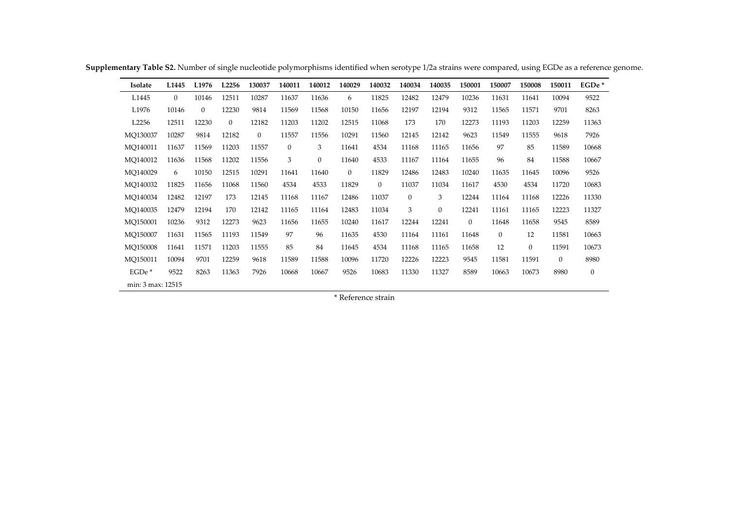**Supplementary Table S2.** Number of single nucleotide polymorphisms identified when serotype 1/2a strains were compared, using EGDe as a reference genome.

| Isolate | L1445 | L1976 | L2256 | 130037 | 140011 | 140012 | 140029 | 140032 | 140034 | 140035 | 150001 | 150007 | 150008 | 150011 | EGDe * |
|---|---|---|---|---|---|---|---|---|---|---|---|---|---|---|---|
| L1445 | 0 | 10146 | 12511 | 10287 | 11637 | 11636 | 6 | 11825 | 12482 | 12479 | 10236 | 11631 | 11641 | 10094 | 9522 |
| L1976 | 10146 | 0 | 12230 | 9814 | 11569 | 11568 | 10150 | 11656 | 12197 | 12194 | 9312 | 11565 | 11571 | 9701 | 8263 |
| L2256 | 12511 | 12230 | 0 | 12182 | 11203 | 11202 | 12515 | 11068 | 173 | 170 | 12273 | 11193 | 11203 | 12259 | 11363 |
| MQ130037 | 10287 | 9814 | 12182 | 0 | 11557 | 11556 | 10291 | 11560 | 12145 | 12142 | 9623 | 11549 | 11555 | 9618 | 7926 |
| MQ140011 | 11637 | 11569 | 11203 | 11557 | 0 | 3 | 11641 | 4534 | 11168 | 11165 | 11656 | 97 | 85 | 11589 | 10668 |
| MQ140012 | 11636 | 11568 | 11202 | 11556 | 3 | 0 | 11640 | 4533 | 11167 | 11164 | 11655 | 96 | 84 | 11588 | 10667 |
| MQ140029 | 6 | 10150 | 12515 | 10291 | 11641 | 11640 | 0 | 11829 | 12486 | 12483 | 10240 | 11635 | 11645 | 10096 | 9526 |
| MQ140032 | 11825 | 11656 | 11068 | 11560 | 4534 | 4533 | 11829 | 0 | 11037 | 11034 | 11617 | 4530 | 4534 | 11720 | 10683 |
| MQ140034 | 12482 | 12197 | 173 | 12145 | 11168 | 11167 | 12486 | 11037 | 0 | 3 | 12244 | 11164 | 11168 | 12226 | 11330 |
| MQ140035 | 12479 | 12194 | 170 | 12142 | 11165 | 11164 | 12483 | 11034 | 3 | 0 | 12241 | 11161 | 11165 | 12223 | 11327 |
| MQ150001 | 10236 | 9312 | 12273 | 9623 | 11656 | 11655 | 10240 | 11617 | 12244 | 12241 | 0 | 11648 | 11658 | 9545 | 8589 |
| MQ150007 | 11631 | 11565 | 11193 | 11549 | 97 | 96 | 11635 | 4530 | 11164 | 11161 | 11648 | 0 | 12 | 11581 | 10663 |
| MQ150008 | 11641 | 11571 | 11203 | 11555 | 85 | 84 | 11645 | 4534 | 11168 | 11165 | 11658 | 12 | 0 | 11591 | 10673 |
| MQ150011 | 10094 | 9701 | 12259 | 9618 | 11589 | 11588 | 10096 | 11720 | 12226 | 12223 | 9545 | 11581 | 11591 | 0 | 8980 |
| EGDe * | 9522 | 8263 | 11363 | 7926 | 10668 | 10667 | 9526 | 10683 | 11330 | 11327 | 8589 | 10663 | 10673 | 8980 | 0 |
| min: 3 max: 12515 | | | | | | | | | | | | | | | |

* Reference strain